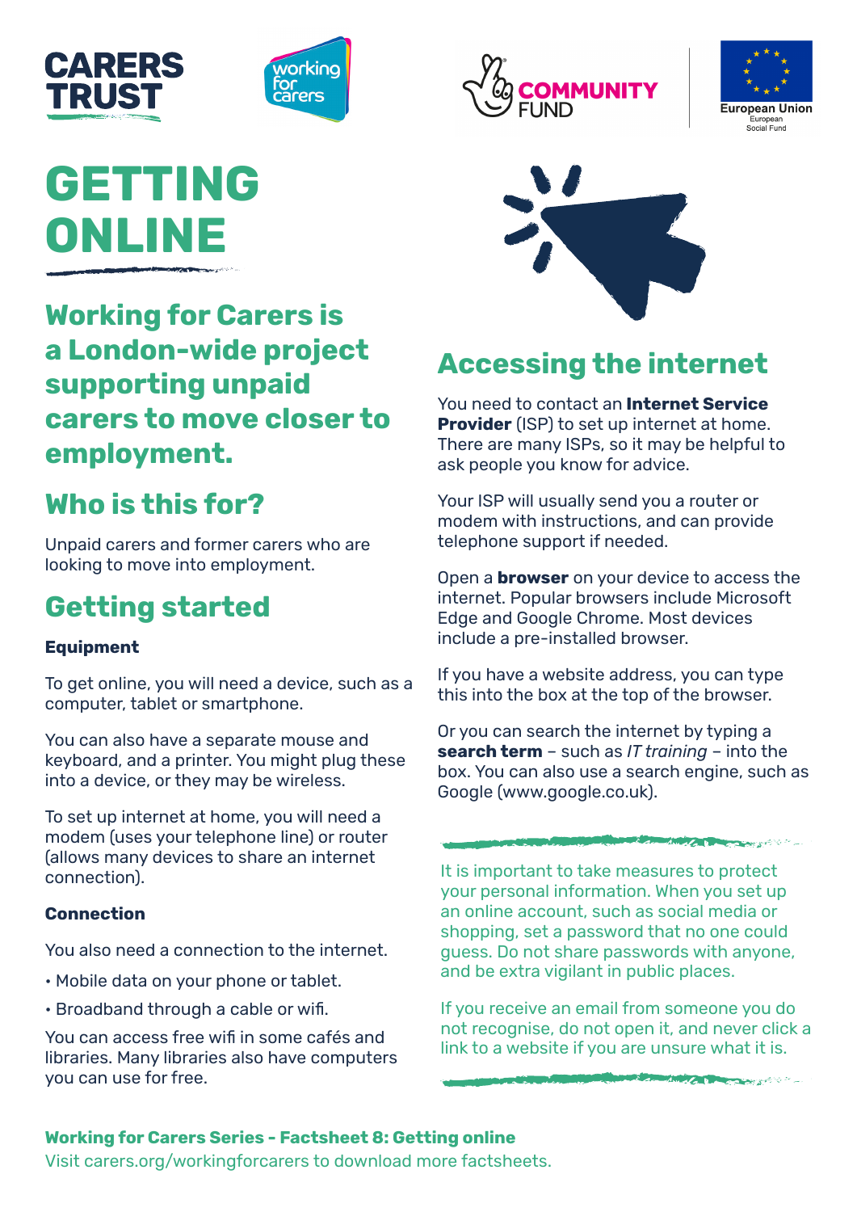# GETTING ONLINE

## Working for Carers is a London-wide project supporting unpaid carers to move closer to employment.

## Who is this for?

Unpaid carers and former carers who are looking to move into employment.

## Getting started

### Equipment

To get online, you will need a device, such as a computer, tablet or smartphone.

You can also have a separate mouse and keyboard, and a printer. You might plug these into a device, or they may be wireless.

To set up internet at home, you will need a modem (uses your telephone line) or router (allows many devices to share an internet connection).

### Connection

You also need a connection to the internet.

- Mobile data on your phone or tablet.
- Broadband through a cable or wifi.

You can access free wifi in some cafés and libraries. Many libraries also have computers you can use for free.

## Accessing the internet

You need to contact an **Internet Service Provider** (ISP) to set up internet at home. There are many ISPs, so it may be helpful to ask people you know for advice.

Your ISP will usually send you a router or modem with instructions, and can provide telephone support if needed.

Open a **browser** on your device to access the internet. Popular browsers include Microsoft Edge and Google Chrome. Most devices include a pre-installed browser.

If you have a website address, you can type this into the box at the top of the browser.

Or you can search the internet by typing a **search term** – such as *IT training* – into the box. You can also use a search engine, such as Google (www.google.co.uk).

It is important to take measures to protect your personal information. When you set up an online account, such as social media or shopping, set a password that no one could guess. Do not share passwords with anyone, and be extra vigilant in public places.

If you receive an email from someone you do not recognise, do not open it, and never click a link to a website if you are unsure what it is.

**Working for Carers Series - Factsheet 8: Getting online**

Visit carers.org/workingforcarers to download more factsheets.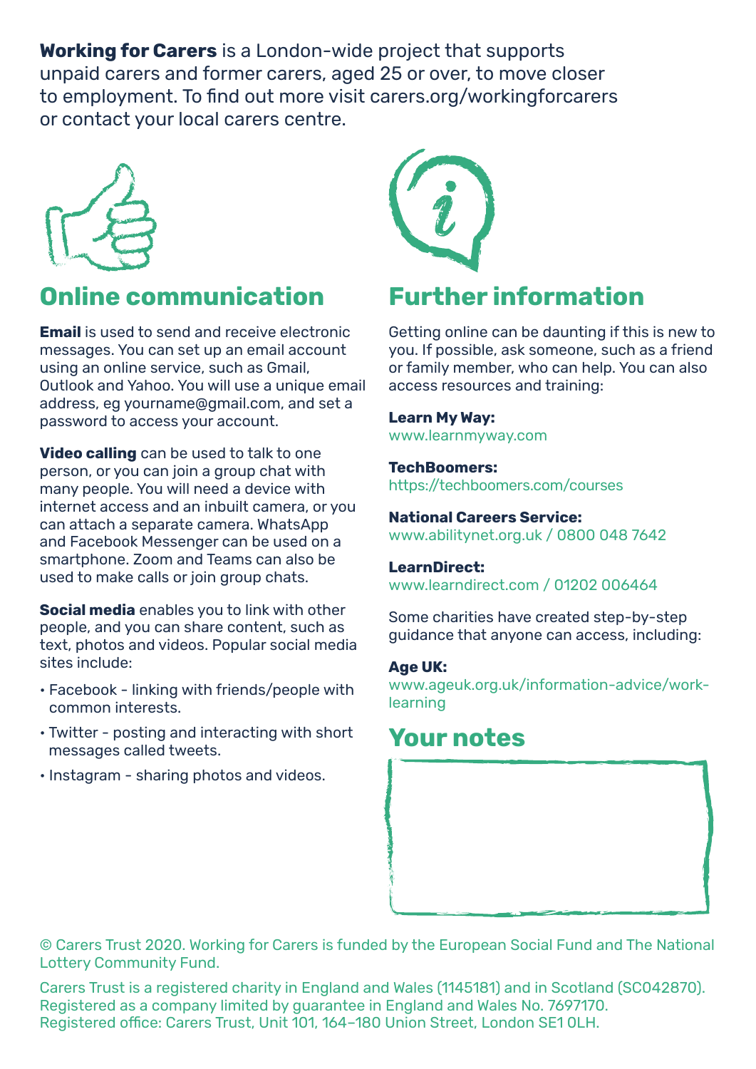**Working for Carers** is a London-wide project that supports unpaid carers and former carers, aged 25 or over, to move closer to employment. To find out more visit carers.org/workingforcarers or contact your local carers centre.

## Online communication

**Email** is used to send and receive electronic messages. You can set up an email account using an online service, such as Gmail, Outlook and Yahoo. You will use a unique email address, eg yourname@gmail.com, and set a password to access your account.

**Video calling** can be used to talk to one person, or you can join a group chat with many people. You will need a device with internet access and an inbuilt camera, or you can attach a separate camera. WhatsApp and Facebook Messenger can be used on a smartphone. Zoom and Teams can also be used to make calls or join group chats.

**Social media** enables you to link with other people, and you can share content, such as text, photos and videos. Popular social media sites include:

- Facebook - linking with friends/people with common interests.
- Twitter - posting and interacting with short messages called tweets.
- Instagram - sharing photos and videos.

## Further information

Getting online can be daunting if this is new to you. If possible, ask someone, such as a friend or family member, who can help. You can also access resources and training:

**Learn My Way:**
www.learnmyway.com

**TechBoomers:**
https://techboomers.com/courses

**National Careers Service:**
www.abilitynet.org.uk / 0800 048 7642

**LearnDirect:**
www.learndirect.com / 01202 006464

Some charities have created step-by-step guidance that anyone can access, including:

**Age UK:**
www.ageuk.org.uk/information-advice/work-learning

## Your notes

© Carers Trust 2020. Working for Carers is funded by the European Social Fund and The National Lottery Community Fund.

Carers Trust is a registered charity in England and Wales (1145181) and in Scotland (SC042870). Registered as a company limited by guarantee in England and Wales No. 7697170. Registered office: Carers Trust, Unit 101, 164–180 Union Street, London SE1 0LH.